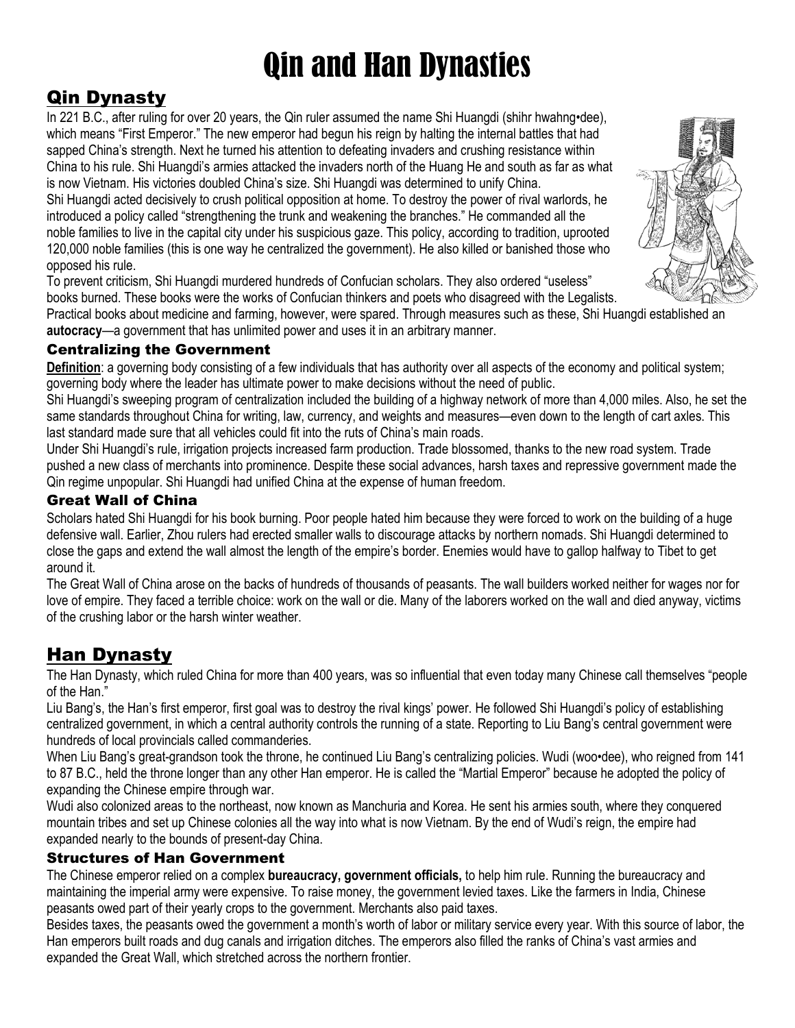# Qin and Han Dynasties

## Qin Dynasty

In 221 B.C., after ruling for over 20 years, the Qin ruler assumed the name Shi Huangdi (shihr hwahng•dee), which means "First Emperor." The new emperor had begun his reign by halting the internal battles that had sapped China's strength. Next he turned his attention to defeating invaders and crushing resistance within China to his rule. Shi Huangdi's armies attacked the invaders north of the Huang He and south as far as what is now Vietnam. His victories doubled China's size. Shi Huangdi was determined to unify China.

Shi Huangdi acted decisively to crush political opposition at home. To destroy the power of rival warlords, he introduced a policy called "strengthening the trunk and weakening the branches." He commanded all the noble families to live in the capital city under his suspicious gaze. This policy, according to tradition, uprooted 120,000 noble families (this is one way he centralized the government). He also killed or banished those who opposed his rule.

To prevent criticism, Shi Huangdi murdered hundreds of Confucian scholars. They also ordered "useless" books burned. These books were the works of Confucian thinkers and poets who disagreed with the Legalists. Practical books about medicine and farming, however, were spared. Through measures such as these, Shi Huangdi established an **autocracy**—a government that has unlimited power and uses it in an arbitrary manner.

### Centralizing the Government

**Definition**: a governing body consisting of a few individuals that has authority over all aspects of the economy and political system; governing body where the leader has ultimate power to make decisions without the need of public.

Shi Huangdi's sweeping program of centralization included the building of a highway network of more than 4,000 miles. Also, he set the same standards throughout China for writing, law, currency, and weights and measures—even down to the length of cart axles. This last standard made sure that all vehicles could fit into the ruts of China's main roads.

Under Shi Huangdi's rule, irrigation projects increased farm production. Trade blossomed, thanks to the new road system. Trade pushed a new class of merchants into prominence. Despite these social advances, harsh taxes and repressive government made the Qin regime unpopular. Shi Huangdi had unified China at the expense of human freedom.

### Great Wall of China

Scholars hated Shi Huangdi for his book burning. Poor people hated him because they were forced to work on the building of a huge defensive wall. Earlier, Zhou rulers had erected smaller walls to discourage attacks by northern nomads. Shi Huangdi determined to close the gaps and extend the wall almost the length of the empire's border. Enemies would have to gallop halfway to Tibet to get around it.

The Great Wall of China arose on the backs of hundreds of thousands of peasants. The wall builders worked neither for wages nor for love of empire. They faced a terrible choice: work on the wall or die. Many of the laborers worked on the wall and died anyway, victims of the crushing labor or the harsh winter weather.

## Han Dynasty

The Han Dynasty, which ruled China for more than 400 years, was so influential that even today many Chinese call themselves "people of the Han."

Liu Bang's, the Han's first emperor, first goal was to destroy the rival kings' power. He followed Shi Huangdi's policy of establishing centralized government, in which a central authority controls the running of a state. Reporting to Liu Bang's central government were hundreds of local provincials called commanderies.

When Liu Bang's great-grandson took the throne, he continued Liu Bang's centralizing policies. Wudi (woo•dee), who reigned from 141 to 87 B.C., held the throne longer than any other Han emperor. He is called the "Martial Emperor" because he adopted the policy of expanding the Chinese empire through war.

Wudi also colonized areas to the northeast, now known as Manchuria and Korea. He sent his armies south, where they conquered mountain tribes and set up Chinese colonies all the way into what is now Vietnam. By the end of Wudi's reign, the empire had expanded nearly to the bounds of present-day China.

### Structures of Han Government

The Chinese emperor relied on a complex **bureaucracy, government officials,** to help him rule. Running the bureaucracy and maintaining the imperial army were expensive. To raise money, the government levied taxes. Like the farmers in India, Chinese peasants owed part of their yearly crops to the government. Merchants also paid taxes.

Besides taxes, the peasants owed the government a month's worth of labor or military service every year. With this source of labor, the Han emperors built roads and dug canals and irrigation ditches. The emperors also filled the ranks of China's vast armies and expanded the Great Wall, which stretched across the northern frontier.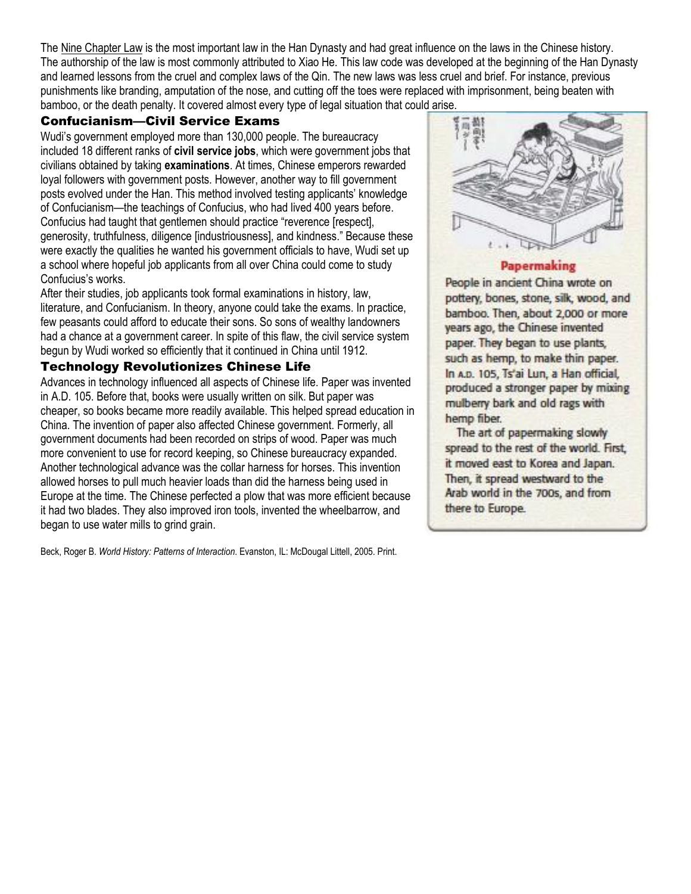The Nine Chapter Law is the most important law in the Han Dynasty and had great influence on the laws in the Chinese history. The authorship of the law is most commonly attributed to Xiao He. This law code was developed at the beginning of the Han Dynasty and learned lessons from the cruel and complex laws of the Qin. The new laws was less cruel and brief. For instance, previous punishments like branding, amputation of the nose, and cutting off the toes were replaced with imprisonment, being beaten with bamboo, or the death penalty. It covered almost every type of legal situation that could arise.

## Confucianism—Civil Service Exams

Wudi's government employed more than 130,000 people. The bureaucracy included 18 different ranks of **civil service jobs**, which were government jobs that civilians obtained by taking **examinations**. At times, Chinese emperors rewarded loyal followers with government posts. However, another way to fill government posts evolved under the Han. This method involved testing applicants' knowledge of Confucianism—the teachings of Confucius, who had lived 400 years before. Confucius had taught that gentlemen should practice "reverence [respect], generosity, truthfulness, diligence [industriousness], and kindness." Because these were exactly the qualities he wanted his government officials to have, Wudi set up a school where hopeful job applicants from all over China could come to study Confucius's works.

After their studies, job applicants took formal examinations in history, law, literature, and Confucianism. In theory, anyone could take the exams. In practice, few peasants could afford to educate their sons. So sons of wealthy landowners had a chance at a government career. In spite of this flaw, the civil service system begun by Wudi worked so efficiently that it continued in China until 1912.

## Technology Revolutionizes Chinese Life

Advances in technology influenced all aspects of Chinese life. Paper was invented in A.D. 105. Before that, books were usually written on silk. But paper was cheaper, so books became more readily available. This helped spread education in China. The invention of paper also affected Chinese government. Formerly, all government documents had been recorded on strips of wood. Paper was much more convenient to use for record keeping, so Chinese bureaucracy expanded. Another technological advance was the collar harness for horses. This invention allowed horses to pull much heavier loads than did the harness being used in Europe at the time. The Chinese perfected a plow that was more efficient because it had two blades. They also improved iron tools, invented the wheelbarrow, and began to use water mills to grind grain.

### Papermaking

People in ancient China wrote on pottery, bones, stone, silk, wood, and bamboo. Then, about 2,000 or more years ago, the Chinese invented paper. They began to use plants, such as hemp, to make thin paper. In A.D. 105, Ts'ai Lun, a Han official, produced a stronger paper by mixing mulberry bark and old rags with hemp fiber.

The art of papermaking slowly spread to the rest of the world. First, it moved east to Korea and Japan. Then, it spread westward to the Arab world in the 700s, and from there to Europe.

Beck, Roger B. *World History: Patterns of Interaction*. Evanston, IL: McDougal Littell, 2005. Print.